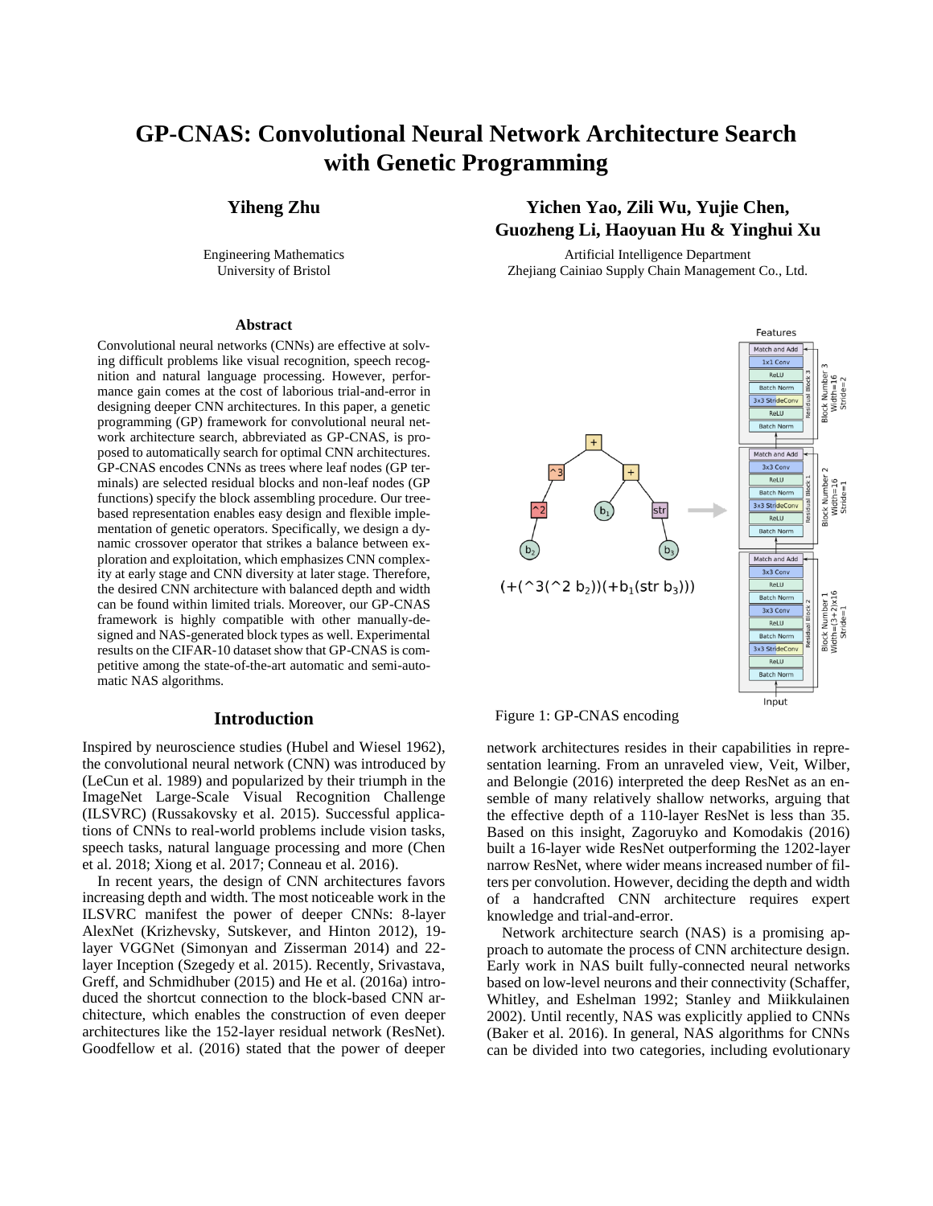# GP-CNAS: Convolutional Neural Network Architecture Search with Genetic Programming

**Yiheng Zhu**

Engineering Mathematics
University of Bristol

**Yichen Yao, Zili Wu, Yujie Chen, Guozheng Li, Haoyuan Hu & Yinghui Xu**

Artificial Intelligence Department
Zhejiang Cainiao Supply Chain Management Co., Ltd.

### Abstract

Convolutional neural networks (CNNs) are effective at solving difficult problems like visual recognition, speech recognition and natural language processing. However, performance gain comes at the cost of laborious trial-and-error in designing deeper CNN architectures. In this paper, a genetic programming (GP) framework for convolutional neural network architecture search, abbreviated as GP-CNAS, is proposed to automatically search for optimal CNN architectures. GP-CNAS encodes CNNs as trees where leaf nodes (GP terminals) are selected residual blocks and non-leaf nodes (GP functions) specify the block assembling procedure. Our tree-based representation enables easy design and flexible implementation of genetic operators. Specifically, we design a dynamic crossover operator that strikes a balance between exploration and exploitation, which emphasizes CNN complexity at early stage and CNN diversity at later stage. Therefore, the desired CNN architecture with balanced depth and width can be found within limited trials. Moreover, our GP-CNAS framework is highly compatible with other manually-designed and NAS-generated block types as well. Experimental results on the CIFAR-10 dataset show that GP-CNAS is competitive among the state-of-the-art automatic and semi-automatic NAS algorithms.

$(+(\hat{}3(\hat{}2\ b_2))(+b_1(\mathrm{str}\ b_3)))$

Figure 1: GP-CNAS encoding

## Introduction

Inspired by neuroscience studies (Hubel and Wiesel 1962), the convolutional neural network (CNN) was introduced by (LeCun et al. 1989) and popularized by their triumph in the ImageNet Large-Scale Visual Recognition Challenge (ILSVRC) (Russakovsky et al. 2015). Successful applications of CNNs to real-world problems include vision tasks, speech tasks, natural language processing and more (Chen et al. 2018; Xiong et al. 2017; Conneau et al. 2016).

In recent years, the design of CNN architectures favors increasing depth and width. The most noticeable work in the ILSVRC manifest the power of deeper CNNs: 8-layer AlexNet (Krizhevsky, Sutskever, and Hinton 2012), 19-layer VGGNet (Simonyan and Zisserman 2014) and 22-layer Inception (Szegedy et al. 2015). Recently, Srivastava, Greff, and Schmidhuber (2015) and He et al. (2016a) introduced the shortcut connection to the block-based CNN architecture, which enables the construction of even deeper architectures like the 152-layer residual network (ResNet). Goodfellow et al. (2016) stated that the power of deeper network architectures resides in their capabilities in representation learning. From an unraveled view, Veit, Wilber, and Belongie (2016) interpreted the deep ResNet as an ensemble of many relatively shallow networks, arguing that the effective depth of a 110-layer ResNet is less than 35. Based on this insight, Zagoruyko and Komodakis (2016) built a 16-layer wide ResNet outperforming the 1202-layer narrow ResNet, where wider means increased number of filters per convolution. However, deciding the depth and width of a handcrafted CNN architecture requires expert knowledge and trial-and-error.

Network architecture search (NAS) is a promising approach to automate the process of CNN architecture design. Early work in NAS built fully-connected neural networks based on low-level neurons and their connectivity (Schaffer, Whitley, and Eshelman 1992; Stanley and Miikkulainen 2002). Until recently, NAS was explicitly applied to CNNs (Baker et al. 2016). In general, NAS algorithms for CNNs can be divided into two categories, including evolutionary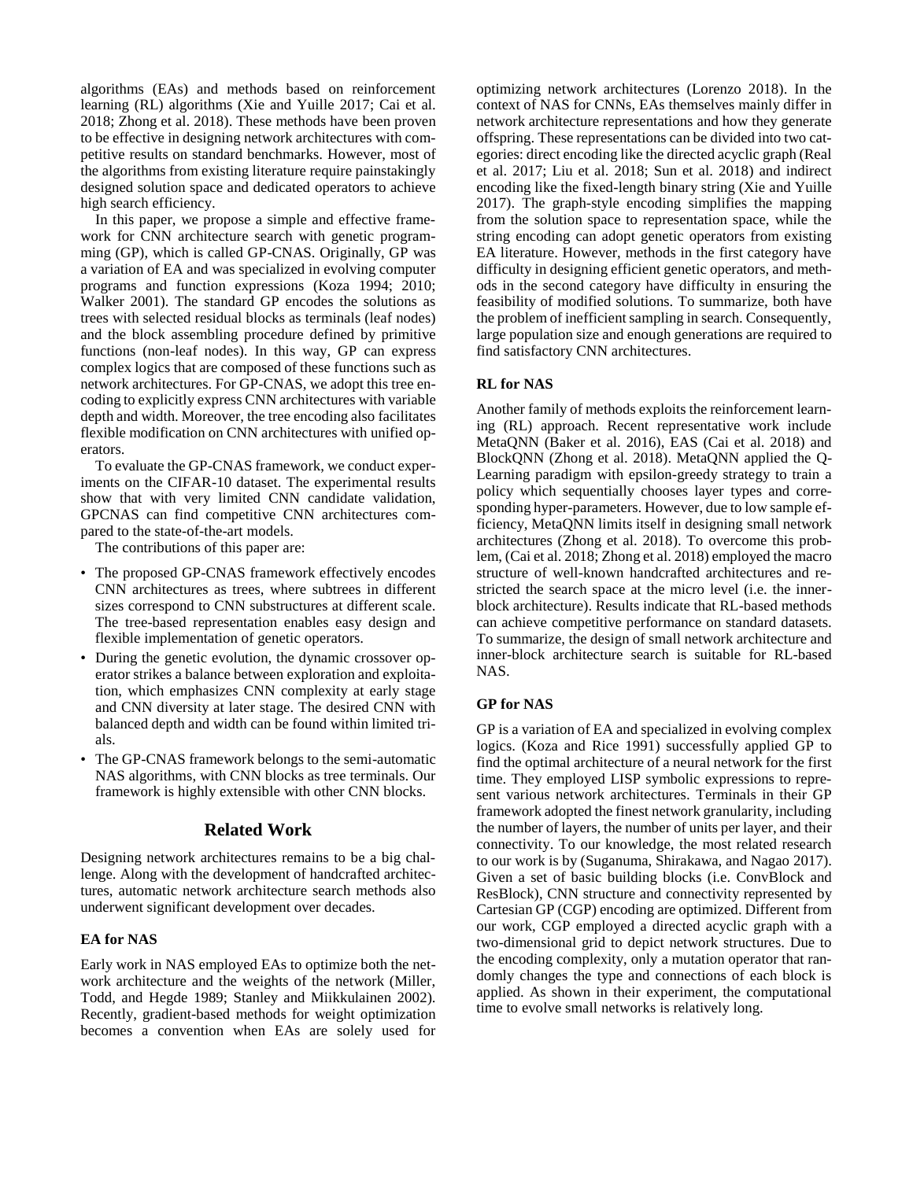algorithms (EAs) and methods based on reinforcement learning (RL) algorithms (Xie and Yuille 2017; Cai et al. 2018; Zhong et al. 2018). These methods have been proven to be effective in designing network architectures with competitive results on standard benchmarks. However, most of the algorithms from existing literature require painstakingly designed solution space and dedicated operators to achieve high search efficiency.

In this paper, we propose a simple and effective framework for CNN architecture search with genetic programming (GP), which is called GP-CNAS. Originally, GP was a variation of EA and was specialized in evolving computer programs and function expressions (Koza 1994; 2010; Walker 2001). The standard GP encodes the solutions as trees with selected residual blocks as terminals (leaf nodes) and the block assembling procedure defined by primitive functions (non-leaf nodes). In this way, GP can express complex logics that are composed of these functions such as network architectures. For GP-CNAS, we adopt this tree encoding to explicitly express CNN architectures with variable depth and width. Moreover, the tree encoding also facilitates flexible modification on CNN architectures with unified operators.

To evaluate the GP-CNAS framework, we conduct experiments on the CIFAR-10 dataset. The experimental results show that with very limited CNN candidate validation, GPCNAS can find competitive CNN architectures compared to the state-of-the-art models.

The contributions of this paper are:

- The proposed GP-CNAS framework effectively encodes CNN architectures as trees, where subtrees in different sizes correspond to CNN substructures at different scale. The tree-based representation enables easy design and flexible implementation of genetic operators.
- During the genetic evolution, the dynamic crossover operator strikes a balance between exploration and exploitation, which emphasizes CNN complexity at early stage and CNN diversity at later stage. The desired CNN with balanced depth and width can be found within limited trials.
- The GP-CNAS framework belongs to the semi-automatic NAS algorithms, with CNN blocks as tree terminals. Our framework is highly extensible with other CNN blocks.

## Related Work

Designing network architectures remains to be a big challenge. Along with the development of handcrafted architectures, automatic network architecture search methods also underwent significant development over decades.

### EA for NAS

Early work in NAS employed EAs to optimize both the network architecture and the weights of the network (Miller, Todd, and Hegde 1989; Stanley and Miikkulainen 2002). Recently, gradient-based methods for weight optimization becomes a convention when EAs are solely used for optimizing network architectures (Lorenzo 2018). In the context of NAS for CNNs, EAs themselves mainly differ in network architecture representations and how they generate offspring. These representations can be divided into two categories: direct encoding like the directed acyclic graph (Real et al. 2017; Liu et al. 2018; Sun et al. 2018) and indirect encoding like the fixed-length binary string (Xie and Yuille 2017). The graph-style encoding simplifies the mapping from the solution space to representation space, while the string encoding can adopt genetic operators from existing EA literature. However, methods in the first category have difficulty in designing efficient genetic operators, and methods in the second category have difficulty in ensuring the feasibility of modified solutions. To summarize, both have the problem of inefficient sampling in search. Consequently, large population size and enough generations are required to find satisfactory CNN architectures.

### RL for NAS

Another family of methods exploits the reinforcement learning (RL) approach. Recent representative work include MetaQNN (Baker et al. 2016), EAS (Cai et al. 2018) and BlockQNN (Zhong et al. 2018). MetaQNN applied the Q-Learning paradigm with epsilon-greedy strategy to train a policy which sequentially chooses layer types and corresponding hyper-parameters. However, due to low sample efficiency, MetaQNN limits itself in designing small network architectures (Zhong et al. 2018). To overcome this problem, (Cai et al. 2018; Zhong et al. 2018) employed the macro structure of well-known handcrafted architectures and restricted the search space at the micro level (i.e. the inner-block architecture). Results indicate that RL-based methods can achieve competitive performance on standard datasets. To summarize, the design of small network architecture and inner-block architecture search is suitable for RL-based NAS.

### GP for NAS

GP is a variation of EA and specialized in evolving complex logics. (Koza and Rice 1991) successfully applied GP to find the optimal architecture of a neural network for the first time. They employed LISP symbolic expressions to represent various network architectures. Terminals in their GP framework adopted the finest network granularity, including the number of layers, the number of units per layer, and their connectivity. To our knowledge, the most related research to our work is by (Suganuma, Shirakawa, and Nagao 2017). Given a set of basic building blocks (i.e. ConvBlock and ResBlock), CNN structure and connectivity represented by Cartesian GP (CGP) encoding are optimized. Different from our work, CGP employed a directed acyclic graph with a two-dimensional grid to depict network structures. Due to the encoding complexity, only a mutation operator that randomly changes the type and connections of each block is applied. As shown in their experiment, the computational time to evolve small networks is relatively long.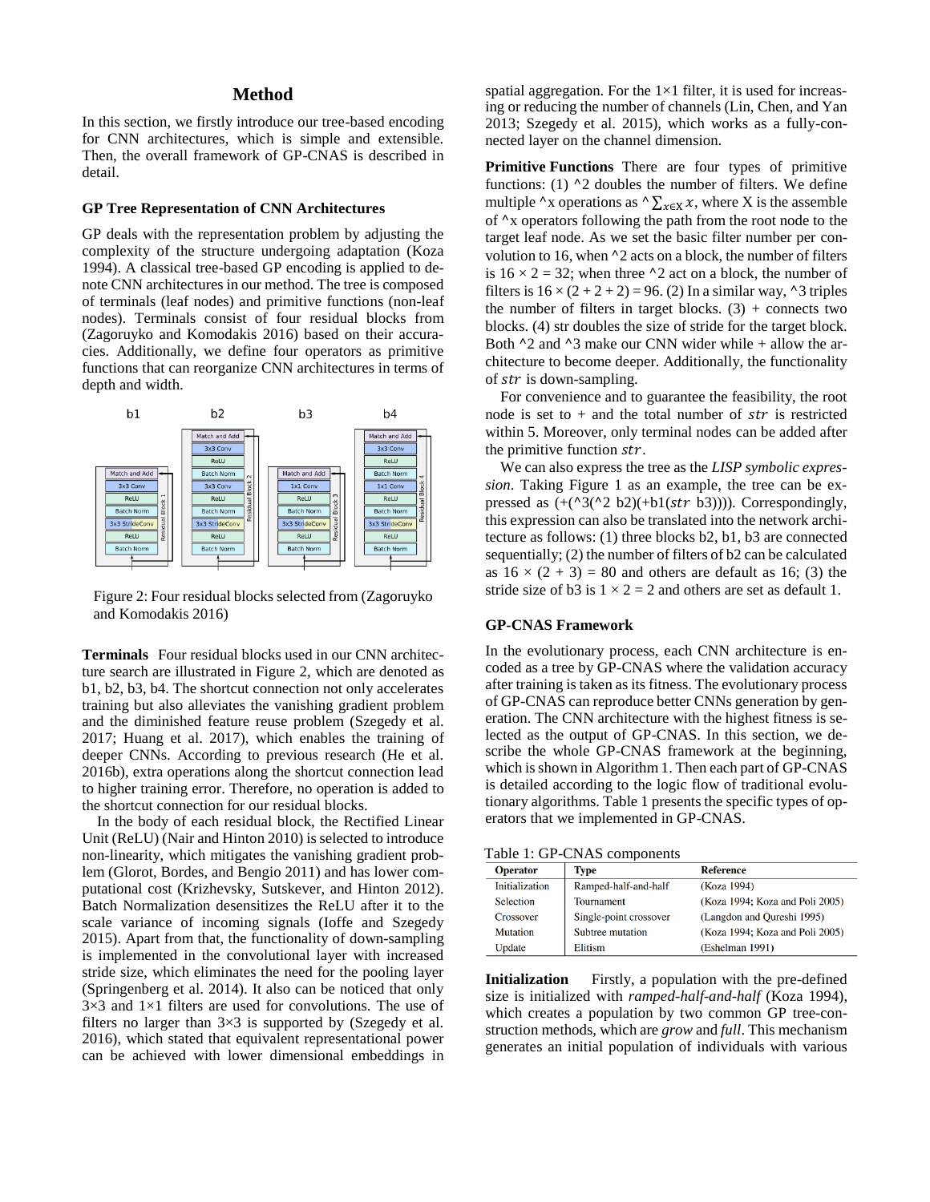## Method

In this section, we firstly introduce our tree-based encoding for CNN architectures, which is simple and extensible. Then, the overall framework of GP-CNAS is described in detail.

### GP Tree Representation of CNN Architectures

GP deals with the representation problem by adjusting the complexity of the structure undergoing adaptation (Koza 1994). A classical tree-based GP encoding is applied to denote CNN architectures in our method. The tree is composed of terminals (leaf nodes) and primitive functions (non-leaf nodes). Terminals consist of four residual blocks from (Zagoruyko and Komodakis 2016) based on their accuracies. Additionally, we define four operators as primitive functions that can reorganize CNN architectures in terms of depth and width.

Figure 2: Four residual blocks selected from (Zagoruyko and Komodakis 2016)

**Terminals** Four residual blocks used in our CNN architecture search are illustrated in Figure 2, which are denoted as b1, b2, b3, b4. The shortcut connection not only accelerates training but also alleviates the vanishing gradient problem and the diminished feature reuse problem (Szegedy et al. 2017; Huang et al. 2017), which enables the training of deeper CNNs. According to previous research (He et al. 2016b), extra operations along the shortcut connection lead to higher training error. Therefore, no operation is added to the shortcut connection for our residual blocks.

In the body of each residual block, the Rectified Linear Unit (ReLU) (Nair and Hinton 2010) is selected to introduce non-linearity, which mitigates the vanishing gradient problem (Glorot, Bordes, and Bengio 2011) and has lower computational cost (Krizhevsky, Sutskever, and Hinton 2012). Batch Normalization desensitizes the ReLU after it to the scale variance of incoming signals (Ioffe and Szegedy 2015). Apart from that, the functionality of down-sampling is implemented in the convolutional layer with increased stride size, which eliminates the need for the pooling layer (Springenberg et al. 2014). It also can be noticed that only 3×3 and 1×1 filters are used for convolutions. The use of filters no larger than 3×3 is supported by (Szegedy et al. 2016), which stated that equivalent representational power can be achieved with lower dimensional embeddings in spatial aggregation. For the 1×1 filter, it is used for increasing or reducing the number of channels (Lin, Chen, and Yan 2013; Szegedy et al. 2015), which works as a fully-connected layer on the channel dimension.

**Primitive Functions** There are four types of primitive functions: (1) ^2 doubles the number of filters. We define multiple ^x operations as $^\wedge \sum_{x \in X} x$, where X is the assemble of ^x operators following the path from the root node to the target leaf node. As we set the basic filter number per convolution to 16, when ^2 acts on a block, the number of filters is $16 \times 2 = 32$; when three ^2 act on a block, the number of filters is $16 \times (2 + 2 + 2) = 96$. (2) In a similar way, ^3 triples the number of filters in target blocks. (3) + connects two blocks. (4) str doubles the size of stride for the target block. Both ^2 and ^3 make our CNN wider while + allow the architecture to become deeper. Additionally, the functionality of $str$ is down-sampling.

For convenience and to guarantee the feasibility, the root node is set to + and the total number of $str$ is restricted within 5. Moreover, only terminal nodes can be added after the primitive function $str$.

We can also express the tree as the *LISP symbolic expression*. Taking Figure 1 as an example, the tree can be expressed as (+(^3(^2 b2)(+b1($str$ b3)))). Correspondingly, this expression can also be translated into the network architecture as follows: (1) three blocks b2, b1, b3 are connected sequentially; (2) the number of filters of b2 can be calculated as $16 \times (2 + 3) = 80$ and others are default as 16; (3) the stride size of b3 is $1 \times 2 = 2$ and others are set as default 1.

### GP-CNAS Framework

In the evolutionary process, each CNN architecture is encoded as a tree by GP-CNAS where the validation accuracy after training is taken as its fitness. The evolutionary process of GP-CNAS can reproduce better CNNs generation by generation. The CNN architecture with the highest fitness is selected as the output of GP-CNAS. In this section, we describe the whole GP-CNAS framework at the beginning, which is shown in Algorithm 1. Then each part of GP-CNAS is detailed according to the logic flow of traditional evolutionary algorithms. Table 1 presents the specific types of operators that we implemented in GP-CNAS.

Table 1: GP-CNAS components

| Operator | Type | Reference |
|---|---|---|
| Initialization | Ramped-half-and-half | (Koza 1994) |
| Selection | Tournament | (Koza 1994; Koza and Poli 2005) |
| Crossover | Single-point crossover | (Langdon and Qureshi 1995) |
| Mutation | Subtree mutation | (Koza 1994; Koza and Poli 2005) |
| Update | Elitism | (Eshelman 1991) |

**Initialization** Firstly, a population with the pre-defined size is initialized with *ramped-half-and-half* (Koza 1994), which creates a population by two common GP tree-construction methods, which are *grow* and *full*. This mechanism generates an initial population of individuals with various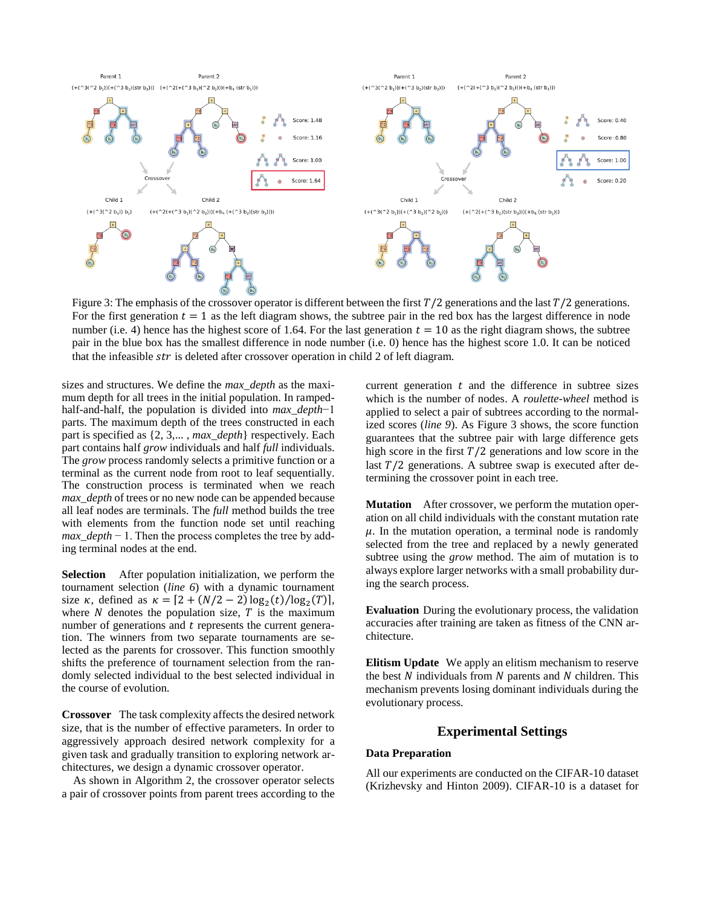Figure 3: The emphasis of the crossover operator is different between the first $T/2$ generations and the last $T/2$ generations. For the first generation $t = 1$ as the left diagram shows, the subtree pair in the red box has the largest difference in node number (i.e. 4) hence has the highest score of 1.64. For the last generation $t = 10$ as the right diagram shows, the subtree pair in the blue box has the smallest difference in node number (i.e. 0) hence has the highest score 1.0. It can be noticed that the infeasible $str$ is deleted after crossover operation in child 2 of left diagram.

sizes and structures. We define the *max_depth* as the maximum depth for all trees in the initial population. In ramped-half-and-half, the population is divided into *max_depth*−1 parts. The maximum depth of the trees constructed in each part is specified as {2, 3,... , *max_depth*} respectively. Each part contains half *grow* individuals and half *full* individuals. The *grow* process randomly selects a primitive function or a terminal as the current node from root to leaf sequentially. The construction process is terminated when we reach *max_depth* of trees or no new node can be appended because all leaf nodes are terminals. The *full* method builds the tree with elements from the function node set until reaching *max_depth* − 1. Then the process completes the tree by adding terminal nodes at the end.

**Selection** After population initialization, we perform the tournament selection (*line 6*) with a dynamic tournament size $\kappa$, defined as $\kappa = \lceil 2 + (N/2 - 2)\log_2(t)/\log_2(T) \rceil$, where $N$ denotes the population size, $T$ is the maximum number of generations and $t$ represents the current generation. The winners from two separate tournaments are selected as the parents for crossover. This function smoothly shifts the preference of tournament selection from the randomly selected individual to the best selected individual in the course of evolution.

**Crossover** The task complexity affects the desired network size, that is the number of effective parameters. In order to aggressively approach desired network complexity for a given task and gradually transition to exploring network architectures, we design a dynamic crossover operator.

As shown in Algorithm 2, the crossover operator selects a pair of crossover points from parent trees according to the current generation $t$ and the difference in subtree sizes which is the number of nodes. A *roulette-wheel* method is applied to select a pair of subtrees according to the normalized scores (*line 9*). As Figure 3 shows, the score function guarantees that the subtree pair with large difference gets high score in the first $T/2$ generations and low score in the last $T/2$ generations. A subtree swap is executed after determining the crossover point in each tree.

**Mutation** After crossover, we perform the mutation operation on all child individuals with the constant mutation rate $\mu$. In the mutation operation, a terminal node is randomly selected from the tree and replaced by a newly generated subtree using the *grow* method. The aim of mutation is to always explore larger networks with a small probability during the search process.

**Evaluation** During the evolutionary process, the validation accuracies after training are taken as fitness of the CNN architecture.

**Elitism Update** We apply an elitism mechanism to reserve the best $N$ individuals from $N$ parents and $N$ children. This mechanism prevents losing dominant individuals during the evolutionary process.

## Experimental Settings

### Data Preparation

All our experiments are conducted on the CIFAR-10 dataset (Krizhevsky and Hinton 2009). CIFAR-10 is a dataset for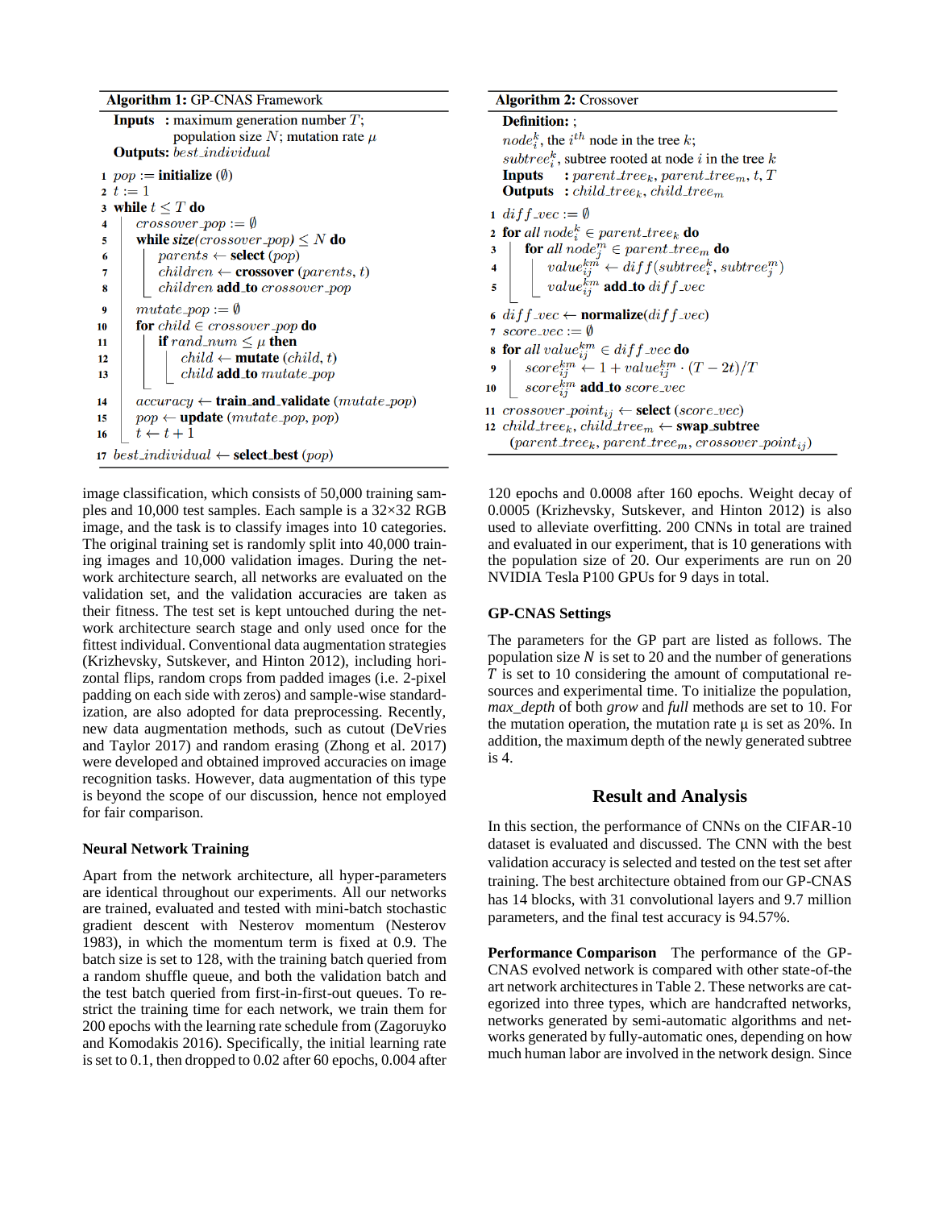**Algorithm 1:** GP-CNAS Framework

```
Inputs  : maximum generation number T;
          population size N; mutation rate μ
Outputs: best_individual
1  pop := initialize (∅)
2  t := 1
3  while t ≤ T do
4      crossover_pop := ∅
5      while size(crossover_pop) ≤ N do
6          parents ← select (pop)
7          children ← crossover (parents, t)
8          children add_to crossover_pop
9      mutate_pop := ∅
10     for child ∈ crossover_pop do
11         if rand_num ≤ μ then
12             child ← mutate (child, t)
13             child add_to mutate_pop
14     accuracy ← train_and_validate (mutate_pop)
15     pop ← update (mutate_pop, pop)
16     t ← t + 1
17 best_individual ← select_best (pop)
```

**Algorithm 2:** Crossover

```
Definition: ;
  node_i^k, the i^th node in the tree k;
  subtree_i^k, subtree rooted at node i in the tree k
Inputs  : parent_tree_k, parent_tree_m, t, T
Outputs : child_tree_k, child_tree_m
1  diff_vec := ∅
2  for all node_i^k ∈ parent_tree_k do
3      for all node_j^m ∈ parent_tree_m do
4          value_ij^km ← diff(subtree_i^k, subtree_j^m)
5          value_ij^km add_to diff_vec
6  diff_vec ← normalize(diff_vec)
7  score_vec := ∅
8  for all value_ij^km ∈ diff_vec do
9      score_ij^km ← 1 + value_ij^km · (T − 2t)/T
10     score_ij^km add_to score_vec
11 crossover_point_ij ← select (score_vec)
12 child_tree_k, child_tree_m ← swap_subtree
       (parent_tree_k, parent_tree_m, crossover_point_ij)
```

image classification, which consists of 50,000 training samples and 10,000 test samples. Each sample is a 32×32 RGB image, and the task is to classify images into 10 categories. The original training set is randomly split into 40,000 training images and 10,000 validation images. During the network architecture search, all networks are evaluated on the validation set, and the validation accuracies are taken as their fitness. The test set is kept untouched during the network architecture search stage and only used once for the fittest individual. Conventional data augmentation strategies (Krizhevsky, Sutskever, and Hinton 2012), including horizontal flips, random crops from padded images (i.e. 2-pixel padding on each side with zeros) and sample-wise standardization, are also adopted for data preprocessing. Recently, new data augmentation methods, such as cutout (DeVries and Taylor 2017) and random erasing (Zhong et al. 2017) were developed and obtained improved accuracies on image recognition tasks. However, data augmentation of this type is beyond the scope of our discussion, hence not employed for fair comparison.

### Neural Network Training

Apart from the network architecture, all hyper-parameters are identical throughout our experiments. All our networks are trained, evaluated and tested with mini-batch stochastic gradient descent with Nesterov momentum (Nesterov 1983), in which the momentum term is fixed at 0.9. The batch size is set to 128, with the training batch queried from a random shuffle queue, and both the validation batch and the test batch queried from first-in-first-out queues. To restrict the training time for each network, we train them for 200 epochs with the learning rate schedule from (Zagoruyko and Komodakis 2016). Specifically, the initial learning rate is set to 0.1, then dropped to 0.02 after 60 epochs, 0.004 after 120 epochs and 0.0008 after 160 epochs. Weight decay of 0.0005 (Krizhevsky, Sutskever, and Hinton 2012) is also used to alleviate overfitting. 200 CNNs in total are trained and evaluated in our experiment, that is 10 generations with the population size of 20. Our experiments are run on 20 NVIDIA Tesla P100 GPUs for 9 days in total.

### GP-CNAS Settings

The parameters for the GP part are listed as follows. The population size $N$ is set to 20 and the number of generations $T$ is set to 10 considering the amount of computational resources and experimental time. To initialize the population, *max_depth* of both *grow* and *full* methods are set to 10. For the mutation operation, the mutation rate μ is set as 20%. In addition, the maximum depth of the newly generated subtree is 4.

## Result and Analysis

In this section, the performance of CNNs on the CIFAR-10 dataset is evaluated and discussed. The CNN with the best validation accuracy is selected and tested on the test set after training. The best architecture obtained from our GP-CNAS has 14 blocks, with 31 convolutional layers and 9.7 million parameters, and the final test accuracy is 94.57%.

**Performance Comparison** The performance of the GP-CNAS evolved network is compared with other state-of-the art network architectures in Table 2. These networks are categorized into three types, which are handcrafted networks, networks generated by semi-automatic algorithms and networks generated by fully-automatic ones, depending on how much human labor are involved in the network design. Since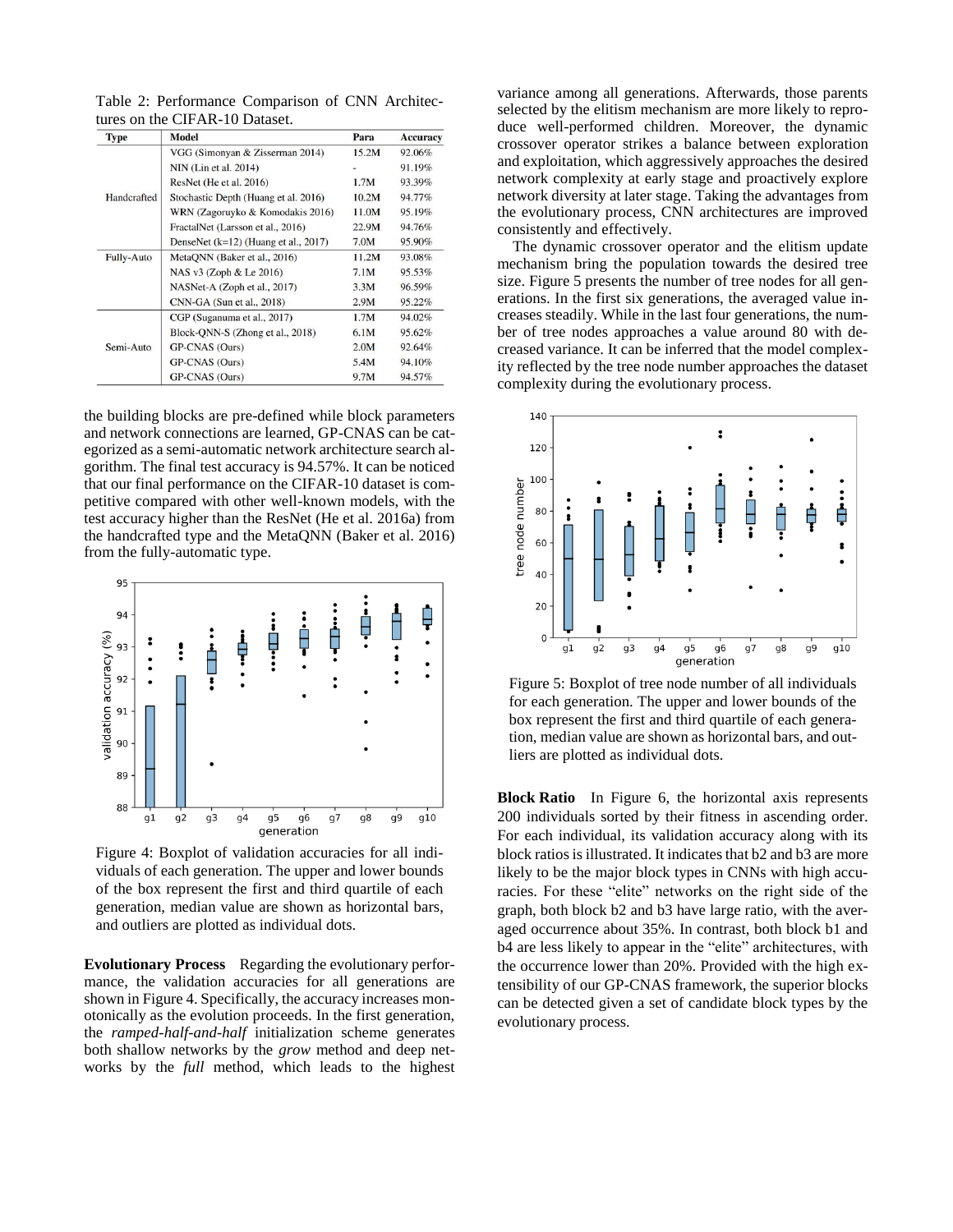Table 2: Performance Comparison of CNN Architectures on the CIFAR-10 Dataset.

| Type | Model | Para | Accuracy |
|---|---|---|---|
| Handcrafted | VGG (Simonyan & Zisserman 2014) | 15.2M | 92.06% |
| | NIN (Lin et al. 2014) | - | 91.19% |
| | ResNet (He et al. 2016) | 1.7M | 93.39% |
| | Stochastic Depth (Huang et al. 2016) | 10.2M | 94.77% |
| | WRN (Zagoruyko & Komodakis 2016) | 11.0M | 95.19% |
| | FractalNet (Larsson et al., 2016) | 22.9M | 94.76% |
| | DenseNet (k=12) (Huang et al., 2017) | 7.0M | 95.90% |
| Fully-Auto | MetaQNN (Baker et al., 2016) | 11.2M | 93.08% |
| | NAS v3 (Zoph & Le 2016) | 7.1M | 95.53% |
| | NASNet-A (Zoph et al., 2017) | 3.3M | 96.59% |
| | CNN-GA (Sun et al., 2018) | 2.9M | 95.22% |
| Semi-Auto | CGP (Suganuma et al., 2017) | 1.7M | 94.02% |
| | Block-QNN-S (Zhong et al., 2018) | 6.1M | 95.62% |
| | GP-CNAS (Ours) | 2.0M | 92.64% |
| | GP-CNAS (Ours) | 5.4M | 94.10% |
| | GP-CNAS (Ours) | 9.7M | 94.57% |

the building blocks are pre-defined while block parameters and network connections are learned, GP-CNAS can be categorized as a semi-automatic network architecture search algorithm. The final test accuracy is 94.57%. It can be noticed that our final performance on the CIFAR-10 dataset is competitive compared with other well-known models, with the test accuracy higher than the ResNet (He et al. 2016a) from the handcrafted type and the MetaQNN (Baker et al. 2016) from the fully-automatic type.

Figure 4: Boxplot of validation accuracies for all individuals of each generation. The upper and lower bounds of the box represent the first and third quartile of each generation, median value are shown as horizontal bars, and outliers are plotted as individual dots.

**Evolutionary Process** Regarding the evolutionary performance, the validation accuracies for all generations are shown in Figure 4. Specifically, the accuracy increases monotonically as the evolution proceeds. In the first generation, the *ramped-half-and-half* initialization scheme generates both shallow networks by the *grow* method and deep networks by the *full* method, which leads to the highest variance among all generations. Afterwards, those parents selected by the elitism mechanism are more likely to reproduce well-performed children. Moreover, the dynamic crossover operator strikes a balance between exploration and exploitation, which aggressively approaches the desired network complexity at early stage and proactively explore network diversity at later stage. Taking the advantages from the evolutionary process, CNN architectures are improved consistently and effectively.

The dynamic crossover operator and the elitism update mechanism bring the population towards the desired tree size. Figure 5 presents the number of tree nodes for all generations. In the first six generations, the averaged value increases steadily. While in the last four generations, the number of tree nodes approaches a value around 80 with decreased variance. It can be inferred that the model complexity reflected by the tree node number approaches the dataset complexity during the evolutionary process.

Figure 5: Boxplot of tree node number of all individuals for each generation. The upper and lower bounds of the box represent the first and third quartile of each generation, median value are shown as horizontal bars, and outliers are plotted as individual dots.

**Block Ratio** In Figure 6, the horizontal axis represents 200 individuals sorted by their fitness in ascending order. For each individual, its validation accuracy along with its block ratios is illustrated. It indicates that b2 and b3 are more likely to be the major block types in CNNs with high accuracies. For these "elite" networks on the right side of the graph, both block b2 and b3 have large ratio, with the averaged occurrence about 35%. In contrast, both block b1 and b4 are less likely to appear in the "elite" architectures, with the occurrence lower than 20%. Provided with the high extensibility of our GP-CNAS framework, the superior blocks can be detected given a set of candidate block types by the evolutionary process.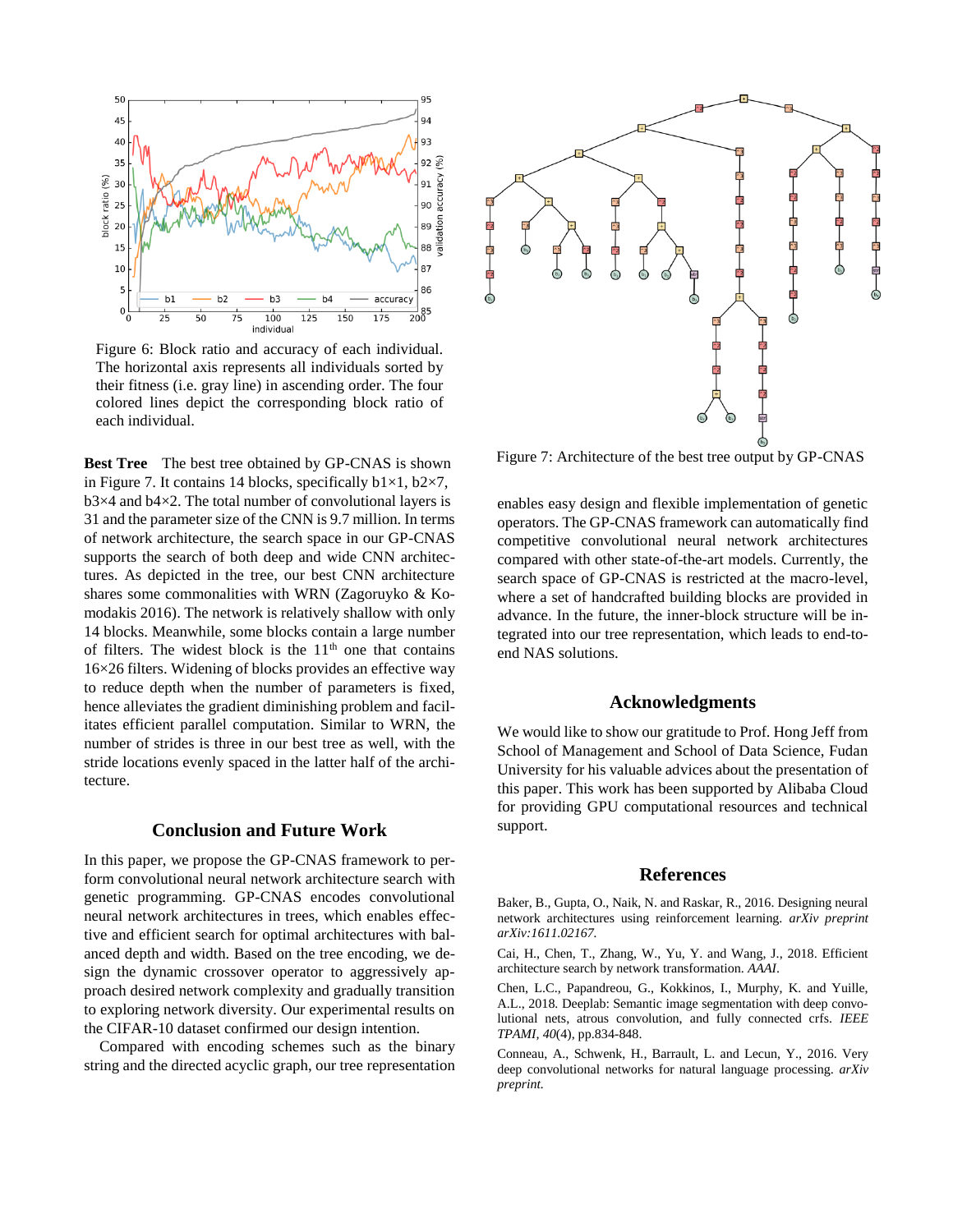Figure 6: Block ratio and accuracy of each individual. The horizontal axis represents all individuals sorted by their fitness (i.e. gray line) in ascending order. The four colored lines depict the corresponding block ratio of each individual.

Figure 7: Architecture of the best tree output by GP-CNAS

**Best Tree** The best tree obtained by GP-CNAS is shown in Figure 7. It contains 14 blocks, specifically b1×1, b2×7, b3×4 and b4×2. The total number of convolutional layers is 31 and the parameter size of the CNN is 9.7 million. In terms of network architecture, the search space in our GP-CNAS supports the search of both deep and wide CNN architectures. As depicted in the tree, our best CNN architecture shares some commonalities with WRN (Zagoruyko & Komodakis 2016). The network is relatively shallow with only 14 blocks. Meanwhile, some blocks contain a large number of filters. The widest block is the 11th one that contains 16×26 filters. Widening of blocks provides an effective way to reduce depth when the number of parameters is fixed, hence alleviates the gradient diminishing problem and facilitates efficient parallel computation. Similar to WRN, the number of strides is three in our best tree as well, with the stride locations evenly spaced in the latter half of the architecture.

## Conclusion and Future Work

In this paper, we propose the GP-CNAS framework to perform convolutional neural network architecture search with genetic programming. GP-CNAS encodes convolutional neural network architectures in trees, which enables effective and efficient search for optimal architectures with balanced depth and width. Based on the tree encoding, we design the dynamic crossover operator to aggressively approach desired network complexity and gradually transition to exploring network diversity. Our experimental results on the CIFAR-10 dataset confirmed our design intention.

Compared with encoding schemes such as the binary string and the directed acyclic graph, our tree representation enables easy design and flexible implementation of genetic operators. The GP-CNAS framework can automatically find competitive convolutional neural network architectures compared with other state-of-the-art models. Currently, the search space of GP-CNAS is restricted at the macro-level, where a set of handcrafted building blocks are provided in advance. In the future, the inner-block structure will be integrated into our tree representation, which leads to end-to-end NAS solutions.

## Acknowledgments

We would like to show our gratitude to Prof. Hong Jeff from School of Management and School of Data Science, Fudan University for his valuable advices about the presentation of this paper. This work has been supported by Alibaba Cloud for providing GPU computational resources and technical support.

## References

Baker, B., Gupta, O., Naik, N. and Raskar, R., 2016. Designing neural network architectures using reinforcement learning. *arXiv preprint arXiv:1611.02167.*

Cai, H., Chen, T., Zhang, W., Yu, Y. and Wang, J., 2018. Efficient architecture search by network transformation. *AAAI*.

Chen, L.C., Papandreou, G., Kokkinos, I., Murphy, K. and Yuille, A.L., 2018. Deeplab: Semantic image segmentation with deep convolutional nets, atrous convolution, and fully connected crfs. *IEEE TPAMI*, *40*(4), pp.834-848.

Conneau, A., Schwenk, H., Barrault, L. and Lecun, Y., 2016. Very deep convolutional networks for natural language processing. *arXiv preprint.*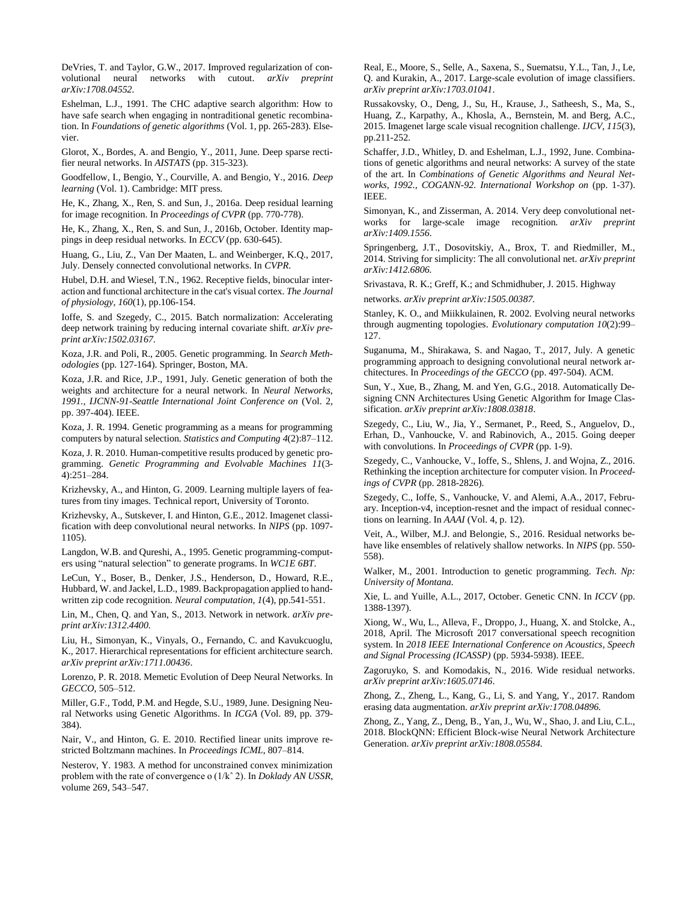DeVries, T. and Taylor, G.W., 2017. Improved regularization of convolutional neural networks with cutout. *arXiv preprint arXiv:1708.04552.*

Eshelman, L.J., 1991. The CHC adaptive search algorithm: How to have safe search when engaging in nontraditional genetic recombination. In *Foundations of genetic algorithms* (Vol. 1, pp. 265-283). Elsevier.

Glorot, X., Bordes, A. and Bengio, Y., 2011, June. Deep sparse rectifier neural networks. In *AISTATS* (pp. 315-323).

Goodfellow, I., Bengio, Y., Courville, A. and Bengio, Y., 2016. *Deep learning* (Vol. 1). Cambridge: MIT press.

He, K., Zhang, X., Ren, S. and Sun, J., 2016a. Deep residual learning for image recognition. In *Proceedings of CVPR* (pp. 770-778).

He, K., Zhang, X., Ren, S. and Sun, J., 2016b, October. Identity mappings in deep residual networks. In *ECCV* (pp. 630-645).

Huang, G., Liu, Z., Van Der Maaten, L. and Weinberger, K.Q., 2017, July. Densely connected convolutional networks. In *CVPR.*

Hubel, D.H. and Wiesel, T.N., 1962. Receptive fields, binocular interaction and functional architecture in the cat's visual cortex. *The Journal of physiology, 160*(1), pp.106-154.

Ioffe, S. and Szegedy, C., 2015. Batch normalization: Accelerating deep network training by reducing internal covariate shift. *arXiv preprint arXiv:1502.03167.*

Koza, J.R. and Poli, R., 2005. Genetic programming. In *Search Methodologies* (pp. 127-164). Springer, Boston, MA.

Koza, J.R. and Rice, J.P., 1991, July. Genetic generation of both the weights and architecture for a neural network. In *Neural Networks, 1991., IJCNN-91-Seattle International Joint Conference on* (Vol. 2, pp. 397-404). IEEE.

Koza, J. R. 1994. Genetic programming as a means for programming computers by natural selection. *Statistics and Computing 4*(2):87–112.

Koza, J. R. 2010. Human-competitive results produced by genetic programming. *Genetic Programming and Evolvable Machines 11*(3-4):251–284.

Krizhevsky, A., and Hinton, G. 2009. Learning multiple layers of features from tiny images. Technical report, University of Toronto.

Krizhevsky, A., Sutskever, I. and Hinton, G.E., 2012. Imagenet classification with deep convolutional neural networks. In *NIPS* (pp. 1097-1105).

Langdon, W.B. and Qureshi, A., 1995. Genetic programming-computers using "natural selection" to generate programs. In *WC1E 6BT*.

LeCun, Y., Boser, B., Denker, J.S., Henderson, D., Howard, R.E., Hubbard, W. and Jackel, L.D., 1989. Backpropagation applied to handwritten zip code recognition. *Neural computation, 1*(4), pp.541-551.

Lin, M., Chen, Q. and Yan, S., 2013. Network in network. *arXiv preprint arXiv:1312.4400.*

Liu, H., Simonyan, K., Vinyals, O., Fernando, C. and Kavukcuoglu, K., 2017. Hierarchical representations for efficient architecture search. *arXiv preprint arXiv:1711.00436*.

Lorenzo, P. R. 2018. Memetic Evolution of Deep Neural Networks. In *GECCO*, 505–512.

Miller, G.F., Todd, P.M. and Hegde, S.U., 1989, June. Designing Neural Networks using Genetic Algorithms. In *ICGA* (Vol. 89, pp. 379-384).

Nair, V., and Hinton, G. E. 2010. Rectified linear units improve restricted Boltzmann machines. In *Proceedings ICML*, 807–814.

Nesterov, Y. 1983. A method for unconstrained convex minimization problem with the rate of convergence o (1/kˆ 2). In *Doklady AN USSR*, volume 269, 543–547.

Real, E., Moore, S., Selle, A., Saxena, S., Suematsu, Y.L., Tan, J., Le, Q. and Kurakin, A., 2017. Large-scale evolution of image classifiers. *arXiv preprint arXiv:1703.01041*.

Russakovsky, O., Deng, J., Su, H., Krause, J., Satheesh, S., Ma, S., Huang, Z., Karpathy, A., Khosla, A., Bernstein, M. and Berg, A.C., 2015. Imagenet large scale visual recognition challenge. *IJCV, 115*(3), pp.211-252.

Schaffer, J.D., Whitley, D. and Eshelman, L.J., 1992, June. Combinations of genetic algorithms and neural networks: A survey of the state of the art. In *Combinations of Genetic Algorithms and Neural Networks, 1992., COGANN-92. International Workshop on* (pp. 1-37). IEEE.

Simonyan, K., and Zisserman, A. 2014. Very deep convolutional networks for large-scale image recognition. *arXiv preprint arXiv:1409.1556.*

Springenberg, J.T., Dosovitskiy, A., Brox, T. and Riedmiller, M., 2014. Striving for simplicity: The all convolutional net. *arXiv preprint arXiv:1412.6806.*

Srivastava, R. K.; Greff, K.; and Schmidhuber, J. 2015. Highway networks. *arXiv preprint arXiv:1505.00387.*

Stanley, K. O., and Miikkulainen, R. 2002. Evolving neural networks through augmenting topologies. *Evolutionary computation 10*(2):99–127.

Suganuma, M., Shirakawa, S. and Nagao, T., 2017, July. A genetic programming approach to designing convolutional neural network architectures. In *Proceedings of the GECCO* (pp. 497-504). ACM.

Sun, Y., Xue, B., Zhang, M. and Yen, G.G., 2018. Automatically Designing CNN Architectures Using Genetic Algorithm for Image Classification. *arXiv preprint arXiv:1808.03818*.

Szegedy, C., Liu, W., Jia, Y., Sermanet, P., Reed, S., Anguelov, D., Erhan, D., Vanhoucke, V. and Rabinovich, A., 2015. Going deeper with convolutions. In *Proceedings of CVPR* (pp. 1-9).

Szegedy, C., Vanhoucke, V., Ioffe, S., Shlens, J. and Wojna, Z., 2016. Rethinking the inception architecture for computer vision. In *Proceedings of CVPR* (pp. 2818-2826).

Szegedy, C., Ioffe, S., Vanhoucke, V. and Alemi, A.A., 2017, February. Inception-v4, inception-resnet and the impact of residual connections on learning. In *AAAI* (Vol. 4, p. 12).

Veit, A., Wilber, M.J. and Belongie, S., 2016. Residual networks behave like ensembles of relatively shallow networks. In *NIPS* (pp. 550-558).

Walker, M., 2001. Introduction to genetic programming. *Tech. Np: University of Montana.*

Xie, L. and Yuille, A.L., 2017, October. Genetic CNN. In *ICCV* (pp. 1388-1397).

Xiong, W., Wu, L., Alleva, F., Droppo, J., Huang, X. and Stolcke, A., 2018, April. The Microsoft 2017 conversational speech recognition system. In *2018 IEEE International Conference on Acoustics, Speech and Signal Processing (ICASSP)* (pp. 5934-5938). IEEE.

Zagoruyko, S. and Komodakis, N., 2016. Wide residual networks. *arXiv preprint arXiv:1605.07146*.

Zhong, Z., Zheng, L., Kang, G., Li, S. and Yang, Y., 2017. Random erasing data augmentation. *arXiv preprint arXiv:1708.04896.*

Zhong, Z., Yang, Z., Deng, B., Yan, J., Wu, W., Shao, J. and Liu, C.L., 2018. BlockQNN: Efficient Block-wise Neural Network Architecture Generation. *arXiv preprint arXiv:1808.05584.*